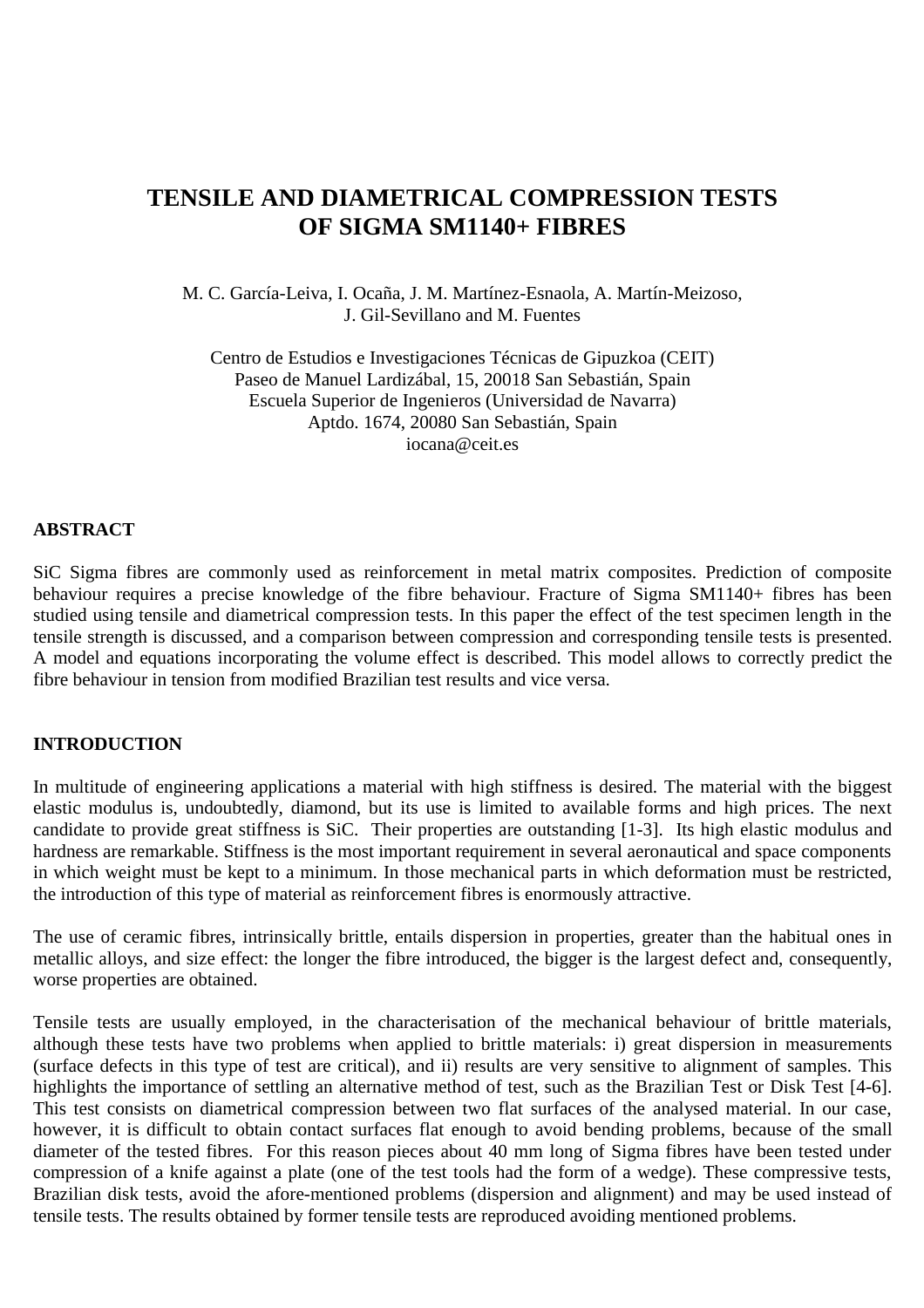# TENSILE AND DIAMETRICAL COMPRESSION TESTS OF SIGMA SM1140+ FIBRES

M. C. García-Leiva, I. Ocaña, J. M. Martínez-Esnaola, A. Martín-Meizoso, J. Gil-Sevillano and M. Fuentes

Centro de Estudios e Investigaciones Técnicas de Gipuzkoa (CEIT)
Paseo de Manuel Lardizábal, 15, 20018 San Sebastián, Spain
Escuela Superior de Ingenieros (Universidad de Navarra)
Aptdo. 1674, 20080 San Sebastián, Spain
iocana@ceit.es

## ABSTRACT

SiC Sigma fibres are commonly used as reinforcement in metal matrix composites. Prediction of composite behaviour requires a precise knowledge of the fibre behaviour. Fracture of Sigma SM1140+ fibres has been studied using tensile and diametrical compression tests. In this paper the effect of the test specimen length in the tensile strength is discussed, and a comparison between compression and corresponding tensile tests is presented. A model and equations incorporating the volume effect is described. This model allows to correctly predict the fibre behaviour in tension from modified Brazilian test results and vice versa.

## INTRODUCTION

In multitude of engineering applications a material with high stiffness is desired. The material with the biggest elastic modulus is, undoubtedly, diamond, but its use is limited to available forms and high prices. The next candidate to provide great stiffness is SiC. Their properties are outstanding [1-3]. Its high elastic modulus and hardness are remarkable. Stiffness is the most important requirement in several aeronautical and space components in which weight must be kept to a minimum. In those mechanical parts in which deformation must be restricted, the introduction of this type of material as reinforcement fibres is enormously attractive.

The use of ceramic fibres, intrinsically brittle, entails dispersion in properties, greater than the habitual ones in metallic alloys, and size effect: the longer the fibre introduced, the bigger is the largest defect and, consequently, worse properties are obtained.

Tensile tests are usually employed, in the characterisation of the mechanical behaviour of brittle materials, although these tests have two problems when applied to brittle materials: i) great dispersion in measurements (surface defects in this type of test are critical), and ii) results are very sensitive to alignment of samples. This highlights the importance of settling an alternative method of test, such as the Brazilian Test or Disk Test [4-6]. This test consists on diametrical compression between two flat surfaces of the analysed material. In our case, however, it is difficult to obtain contact surfaces flat enough to avoid bending problems, because of the small diameter of the tested fibres. For this reason pieces about 40 mm long of Sigma fibres have been tested under compression of a knife against a plate (one of the test tools had the form of a wedge). These compressive tests, Brazilian disk tests, avoid the afore-mentioned problems (dispersion and alignment) and may be used instead of tensile tests. The results obtained by former tensile tests are reproduced avoiding mentioned problems.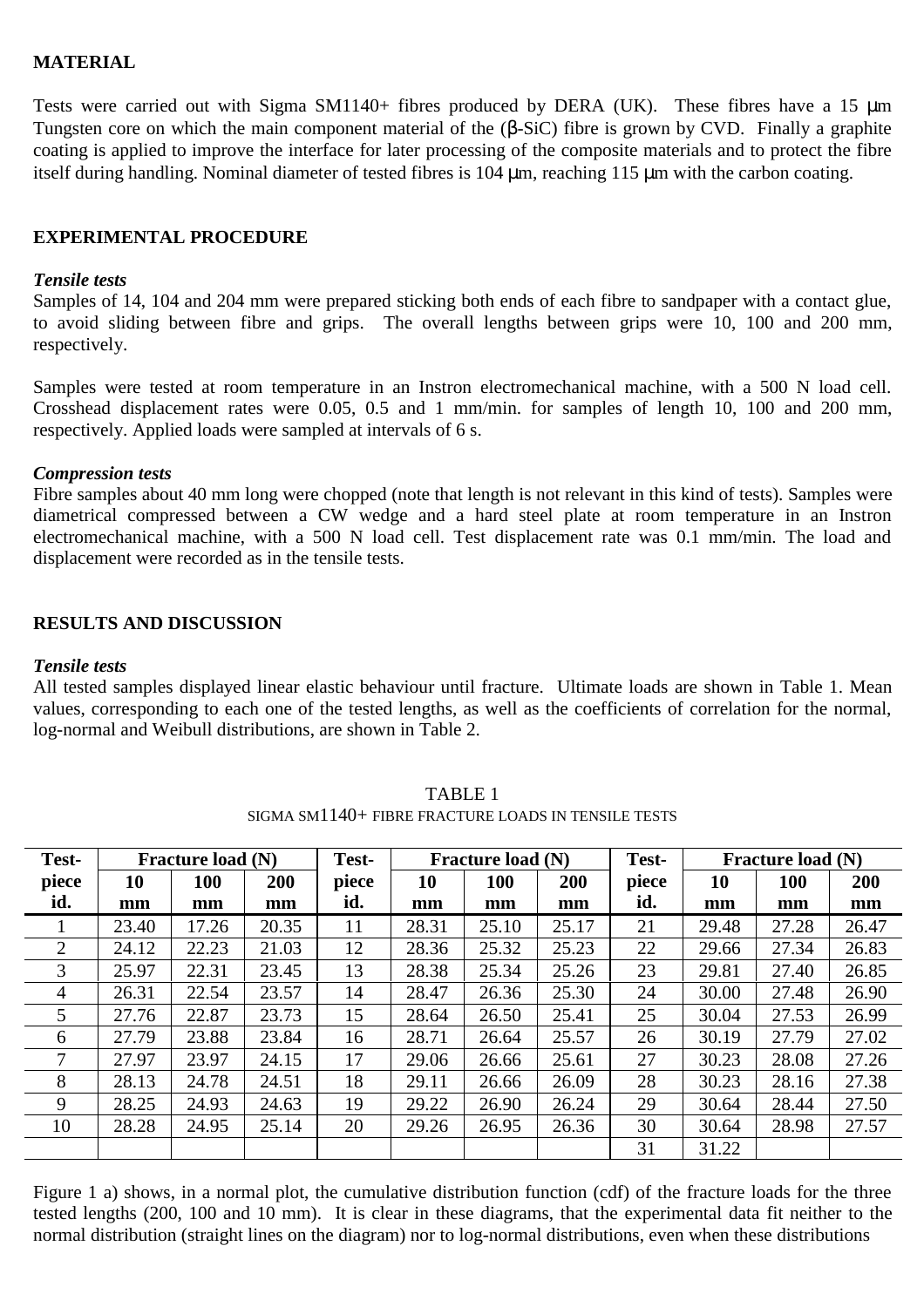## MATERIAL

Tests were carried out with Sigma SM1140+ fibres produced by DERA (UK). These fibres have a 15 μm Tungsten core on which the main component material of the (β-SiC) fibre is grown by CVD. Finally a graphite coating is applied to improve the interface for later processing of the composite materials and to protect the fibre itself during handling. Nominal diameter of tested fibres is 104 μm, reaching 115 μm with the carbon coating.

## EXPERIMENTAL PROCEDURE

### *Tensile tests*

Samples of 14, 104 and 204 mm were prepared sticking both ends of each fibre to sandpaper with a contact glue, to avoid sliding between fibre and grips. The overall lengths between grips were 10, 100 and 200 mm, respectively.

Samples were tested at room temperature in an Instron electromechanical machine, with a 500 N load cell. Crosshead displacement rates were 0.05, 0.5 and 1 mm/min. for samples of length 10, 100 and 200 mm, respectively. Applied loads were sampled at intervals of 6 s.

### *Compression tests*

Fibre samples about 40 mm long were chopped (note that length is not relevant in this kind of tests). Samples were diametrical compressed between a CW wedge and a hard steel plate at room temperature in an Instron electromechanical machine, with a 500 N load cell. Test displacement rate was 0.1 mm/min. The load and displacement were recorded as in the tensile tests.

## RESULTS AND DISCUSSION

### *Tensile tests*

All tested samples displayed linear elastic behaviour until fracture. Ultimate loads are shown in Table 1. Mean values, corresponding to each one of the tested lengths, as well as the coefficients of correlation for the normal, log-normal and Weibull distributions, are shown in Table 2.

TABLE 1
SIGMA SM1140+ FIBRE FRACTURE LOADS IN TENSILE TESTS

| Test-piece id. | Fracture load (N) | | | Test-piece id. | Fracture load (N) | | | Test-piece id. | Fracture load (N) | | |
|---|---|---|---|---|---|---|---|---|---|---|---|
| | 10 mm | 100 mm | 200 mm | | 10 mm | 100 mm | 200 mm | | 10 mm | 100 mm | 200 mm |
| 1 | 23.40 | 17.26 | 20.35 | 11 | 28.31 | 25.10 | 25.17 | 21 | 29.48 | 27.28 | 26.47 |
| 2 | 24.12 | 22.23 | 21.03 | 12 | 28.36 | 25.32 | 25.23 | 22 | 29.66 | 27.34 | 26.83 |
| 3 | 25.97 | 22.31 | 23.45 | 13 | 28.38 | 25.34 | 25.26 | 23 | 29.81 | 27.40 | 26.85 |
| 4 | 26.31 | 22.54 | 23.57 | 14 | 28.47 | 26.36 | 25.30 | 24 | 30.00 | 27.48 | 26.90 |
| 5 | 27.76 | 22.87 | 23.73 | 15 | 28.64 | 26.50 | 25.41 | 25 | 30.04 | 27.53 | 26.99 |
| 6 | 27.79 | 23.88 | 23.84 | 16 | 28.71 | 26.64 | 25.57 | 26 | 30.19 | 27.79 | 27.02 |
| 7 | 27.97 | 23.97 | 24.15 | 17 | 29.06 | 26.66 | 25.61 | 27 | 30.23 | 28.08 | 27.26 |
| 8 | 28.13 | 24.78 | 24.51 | 18 | 29.11 | 26.66 | 26.09 | 28 | 30.23 | 28.16 | 27.38 |
| 9 | 28.25 | 24.93 | 24.63 | 19 | 29.22 | 26.90 | 26.24 | 29 | 30.64 | 28.44 | 27.50 |
| 10 | 28.28 | 24.95 | 25.14 | 20 | 29.26 | 26.95 | 26.36 | 30 | 30.64 | 28.98 | 27.57 |
| | | | | | | | | 31 | 31.22 | | |

Figure 1 a) shows, in a normal plot, the cumulative distribution function (cdf) of the fracture loads for the three tested lengths (200, 100 and 10 mm). It is clear in these diagrams, that the experimental data fit neither to the normal distribution (straight lines on the diagram) nor to log-normal distributions, even when these distributions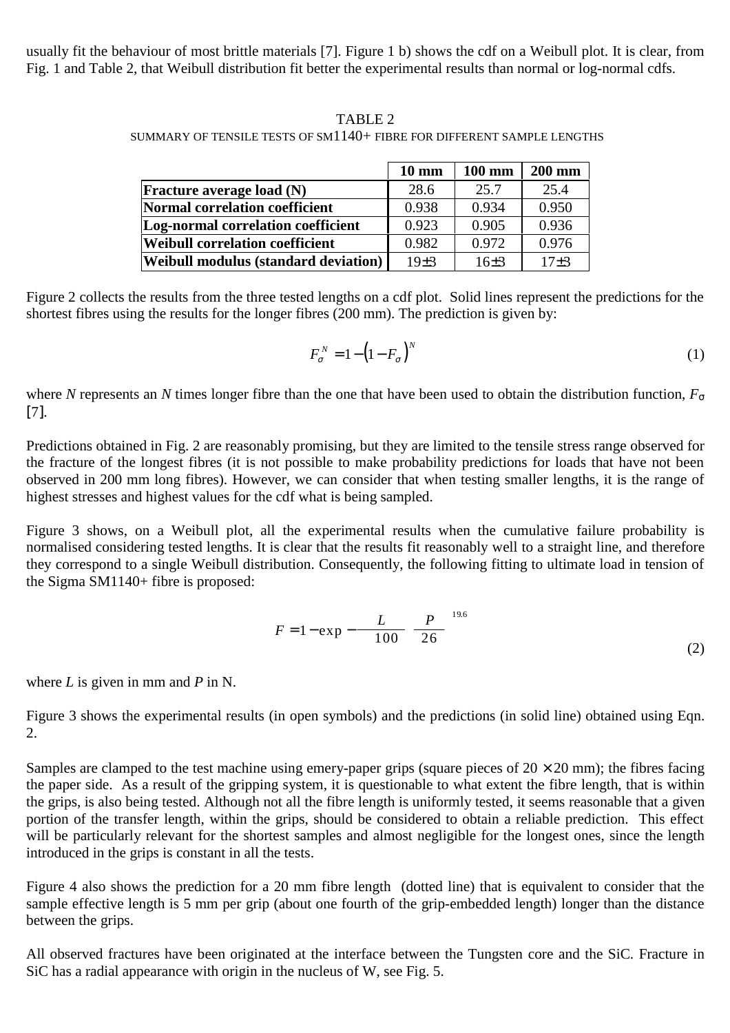usually fit the behaviour of most brittle materials [7]. Figure 1 b) shows the cdf on a Weibull plot. It is clear, from Fig. 1 and Table 2, that Weibull distribution fit better the experimental results than normal or log-normal cdfs.

TABLE 2
SUMMARY OF TENSILE TESTS OF SM1140+ FIBRE FOR DIFFERENT SAMPLE LENGTHS

| | 10 mm | 100 mm | 200 mm |
|---|---|---|---|
| **Fracture average load (N)** | 28.6 | 25.7 | 25.4 |
| **Normal correlation coefficient** | 0.938 | 0.934 | 0.950 |
| **Log-normal correlation coefficient** | 0.923 | 0.905 | 0.936 |
| **Weibull correlation coefficient** | 0.982 | 0.972 | 0.976 |
| **Weibull modulus (standard deviation)** | 19±3 | 16±3 | 17±3 |

Figure 2 collects the results from the three tested lengths on a cdf plot. Solid lines represent the predictions for the shortest fibres using the results for the longer fibres (200 mm). The prediction is given by:

$$F_{\sigma}^{N} = 1 - \left(1 - F_{\sigma}\right)^{N} \tag{1}$$

where *N* represents an *N* times longer fibre than the one that have been used to obtain the distribution function, $F_{\sigma}$ [7].

Predictions obtained in Fig. 2 are reasonably promising, but they are limited to the tensile stress range observed for the fracture of the longest fibres (it is not possible to make probability predictions for loads that have not been observed in 200 mm long fibres). However, we can consider that when testing smaller lengths, it is the range of highest stresses and highest values for the cdf what is being sampled.

Figure 3 shows, on a Weibull plot, all the experimental results when the cumulative failure probability is normalised considering tested lengths. It is clear that the results fit reasonably well to a straight line, and therefore they correspond to a single Weibull distribution. Consequently, the following fitting to ultimate load in tension of the Sigma SM1140+ fibre is proposed:

$$F = 1 - \exp\left[-\frac{L}{100}\left(\frac{P}{26}\right)^{19.6}\right] \tag{2}$$

where *L* is given in mm and *P* in N.

Figure 3 shows the experimental results (in open symbols) and the predictions (in solid line) obtained using Eqn. 2.

Samples are clamped to the test machine using emery-paper grips (square pieces of 20 × 20 mm); the fibres facing the paper side. As a result of the gripping system, it is questionable to what extent the fibre length, that is within the grips, is also being tested. Although not all the fibre length is uniformly tested, it seems reasonable that a given portion of the transfer length, within the grips, should be considered to obtain a reliable prediction. This effect will be particularly relevant for the shortest samples and almost negligible for the longest ones, since the length introduced in the grips is constant in all the tests.

Figure 4 also shows the prediction for a 20 mm fibre length (dotted line) that is equivalent to consider that the sample effective length is 5 mm per grip (about one fourth of the grip-embedded length) longer than the distance between the grips.

All observed fractures have been originated at the interface between the Tungsten core and the SiC. Fracture in SiC has a radial appearance with origin in the nucleus of W, see Fig. 5.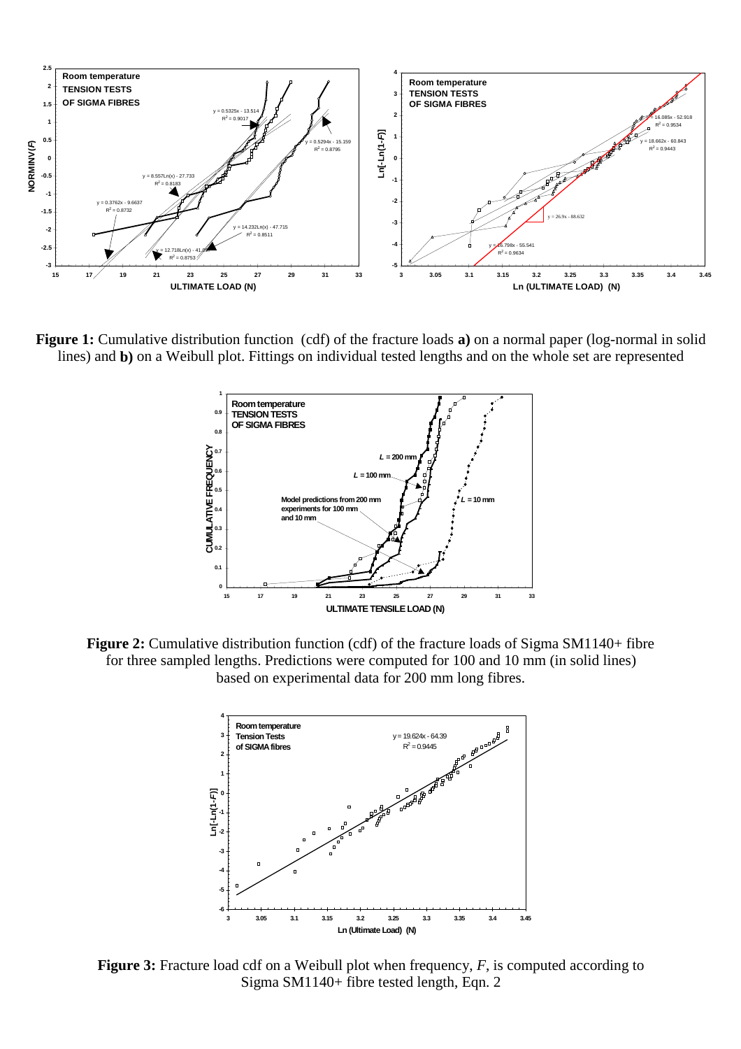Room temperature
TENSION TESTS
OF SIGMA FIBRES

NORMINV(*F*)

ULTIMATE LOAD (N)

y = 0.5325x - 13.514
$R^2$ = 0.9017

y = 0.5294x - 15.159
$R^2$ = 0.8795

y = 8.557Ln(x) - 27.733
$R^2$ = 0.8183

y = 0.3762x - 9.6637
$R^2$ = 0.8732

y = 14.232Ln(x) - 47.715
$R^2$ = 0.8511

y = 12.718Ln(x) - 41.8
$R^2$ = 0.8753

Room temperature
TENSION TESTS
OF SIGMA FIBRES

Ln[-Ln(1-*F*)]

Ln (ULTIMATE LOAD) (N)

y = 16.085x - 52.918
$R^2$ = 0.9534

y = 18.662x - 60.843
$R^2$ = 0.9443

y = 26.9x - 88.632

y = 16.798x - 55.541
$R^2$ = 0.9634

**Figure 1:** Cumulative distribution function (cdf) of the fracture loads **a)** on a normal paper (log-normal in solid lines) and **b)** on a Weibull plot. Fittings on individual tested lengths and on the whole set are represented

Room temperature
TENSION TESTS
OF SIGMA FIBRES

CUMULATIVE FREQUENCY

ULTIMATE TENSILE LOAD (N)

*L* = 200 mm

*L* = 100 mm

*L* = 10 mm

Model predictions from 200 mm experiments for 100 mm and 10 mm

**Figure 2:** Cumulative distribution function (cdf) of the fracture loads of Sigma SM1140+ fibre for three sampled lengths. Predictions were computed for 100 and 10 mm (in solid lines) based on experimental data for 200 mm long fibres.

Room temperature
Tension Tests
of SIGMA fibres

y = 19.624x - 64.39
$R^2$ = 0.9445

Ln[-Ln(1-*F*)]

Ln (Ultimate Load) (N)

**Figure 3:** Fracture load cdf on a Weibull plot when frequency, *F*, is computed according to Sigma SM1140+ fibre tested length, Eqn. 2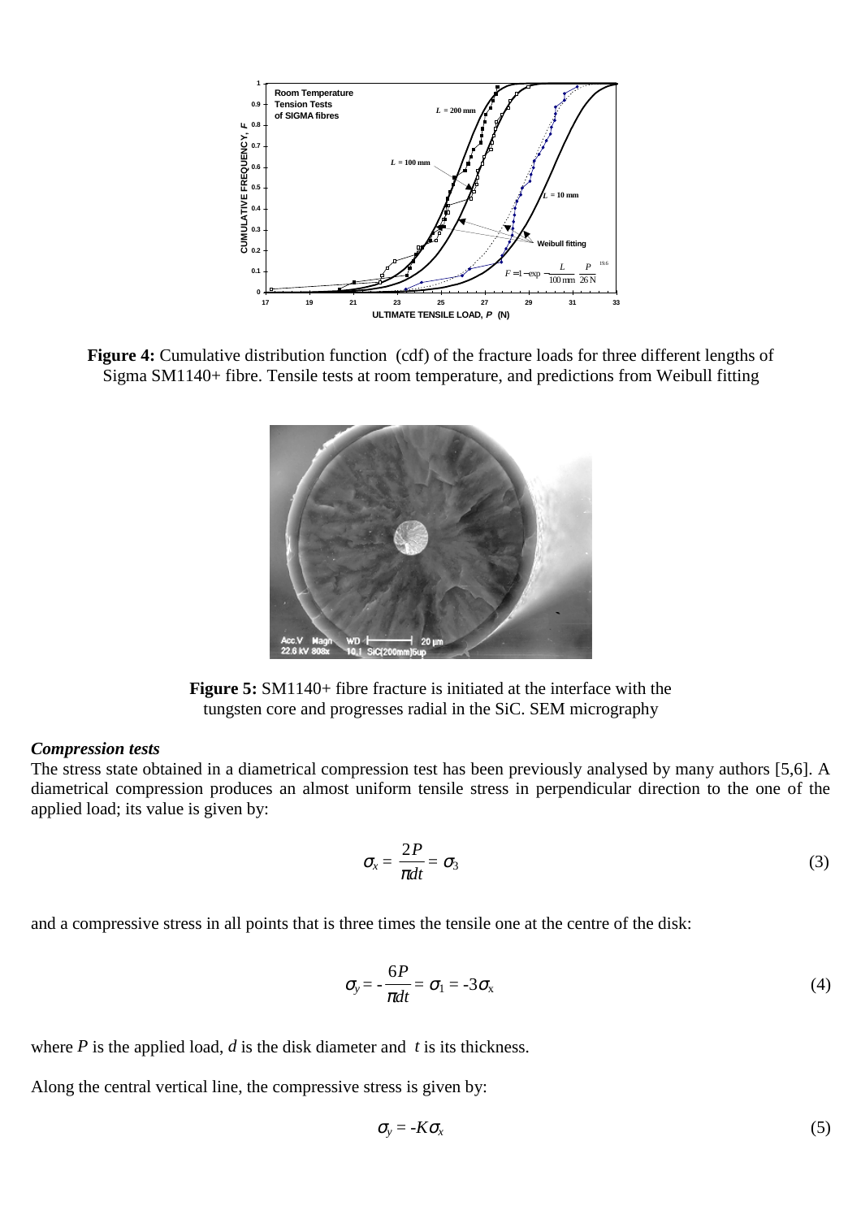**Figure 4:** Cumulative distribution function (cdf) of the fracture loads for three different lengths of Sigma SM1140+ fibre. Tensile tests at room temperature, and predictions from Weibull fitting

**Figure 5:** SM1140+ fibre fracture is initiated at the interface with the tungsten core and progresses radial in the SiC. SEM micrography

### *Compression tests*

The stress state obtained in a diametrical compression test has been previously analysed by many authors [5,6]. A diametrical compression produces an almost uniform tensile stress in perpendicular direction to the one of the applied load; its value is given by:

$$\sigma_x = \frac{2P}{\pi d t} = \sigma_3 \tag{3}$$

and a compressive stress in all points that is three times the tensile one at the centre of the disk:

$$\sigma_y = -\frac{6P}{\pi d t} = \sigma_1 = -3\sigma_x \tag{4}$$

where $P$ is the applied load, $d$ is the disk diameter and $t$ is its thickness.

Along the central vertical line, the compressive stress is given by:

$$\sigma_y = -K\sigma_x \tag{5}$$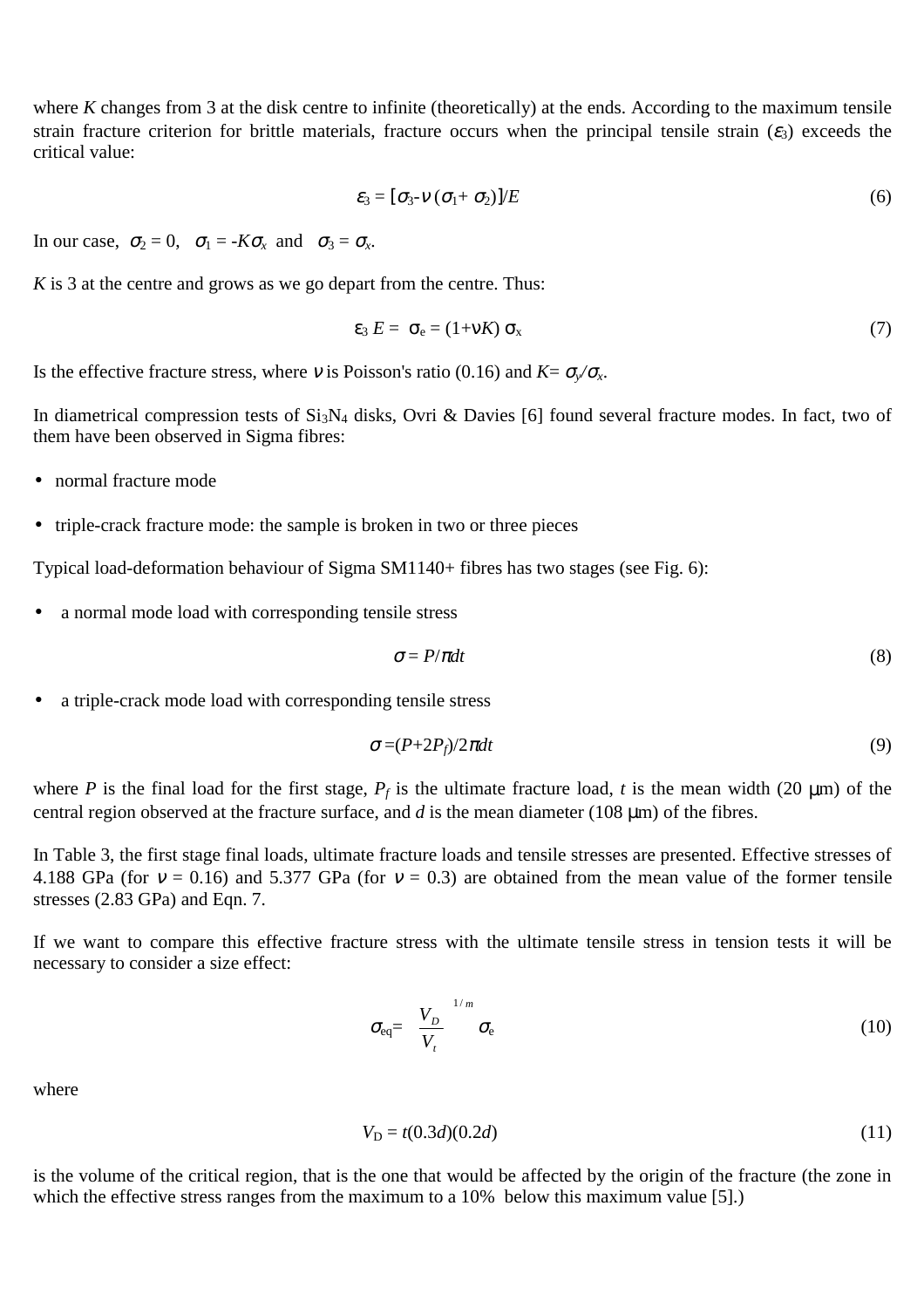where $K$ changes from 3 at the disk centre to infinite (theoretically) at the ends. According to the maximum tensile strain fracture criterion for brittle materials, fracture occurs when the principal tensile strain ($\varepsilon_3$) exceeds the critical value:

$$\varepsilon_3 = [\sigma_3 - \nu\,(\sigma_1 + \sigma_2)]/E \tag{6}$$

In our case, $\sigma_2 = 0$, $\sigma_1 = -K\sigma_x$ and $\sigma_3 = \sigma_x$.

$K$ is 3 at the centre and grows as we go depart from the centre. Thus:

$$\varepsilon_3\,E = \sigma_e = (1+\nu K)\,\sigma_x \tag{7}$$

Is the effective fracture stress, where $\nu$ is Poisson's ratio (0.16) and $K = \sigma_y/\sigma_x$.

In diametrical compression tests of $Si_3N_4$ disks, Ovri & Davies [6] found several fracture modes. In fact, two of them have been observed in Sigma fibres:

- normal fracture mode
- triple-crack fracture mode: the sample is broken in two or three pieces

Typical load-deformation behaviour of Sigma SM1140+ fibres has two stages (see Fig. 6):

- a normal mode load with corresponding tensile stress

$$\sigma = P/\pi dt \tag{8}$$

- a triple-crack mode load with corresponding tensile stress

$$\sigma = (P+2P_f)/2\pi dt \tag{9}$$

where $P$ is the final load for the first stage, $P_f$ is the ultimate fracture load, $t$ is the mean width (20 μm) of the central region observed at the fracture surface, and $d$ is the mean diameter (108 μm) of the fibres.

In Table 3, the first stage final loads, ultimate fracture loads and tensile stresses are presented. Effective stresses of 4.188 GPa (for $\nu = 0.16$) and 5.377 GPa (for $\nu = 0.3$) are obtained from the mean value of the former tensile stresses (2.83 GPa) and Eqn. 7.

If we want to compare this effective fracture stress with the ultimate tensile stress in tension tests it will be necessary to consider a size effect:

$$\sigma_{eq} = \left(\frac{V_D}{V_t}\right)^{1/m} \sigma_e \tag{10}$$

where

$$V_D = t(0.3d)(0.2d) \tag{11}$$

is the volume of the critical region, that is the one that would be affected by the origin of the fracture (the zone in which the effective stress ranges from the maximum to a 10% below this maximum value [5].)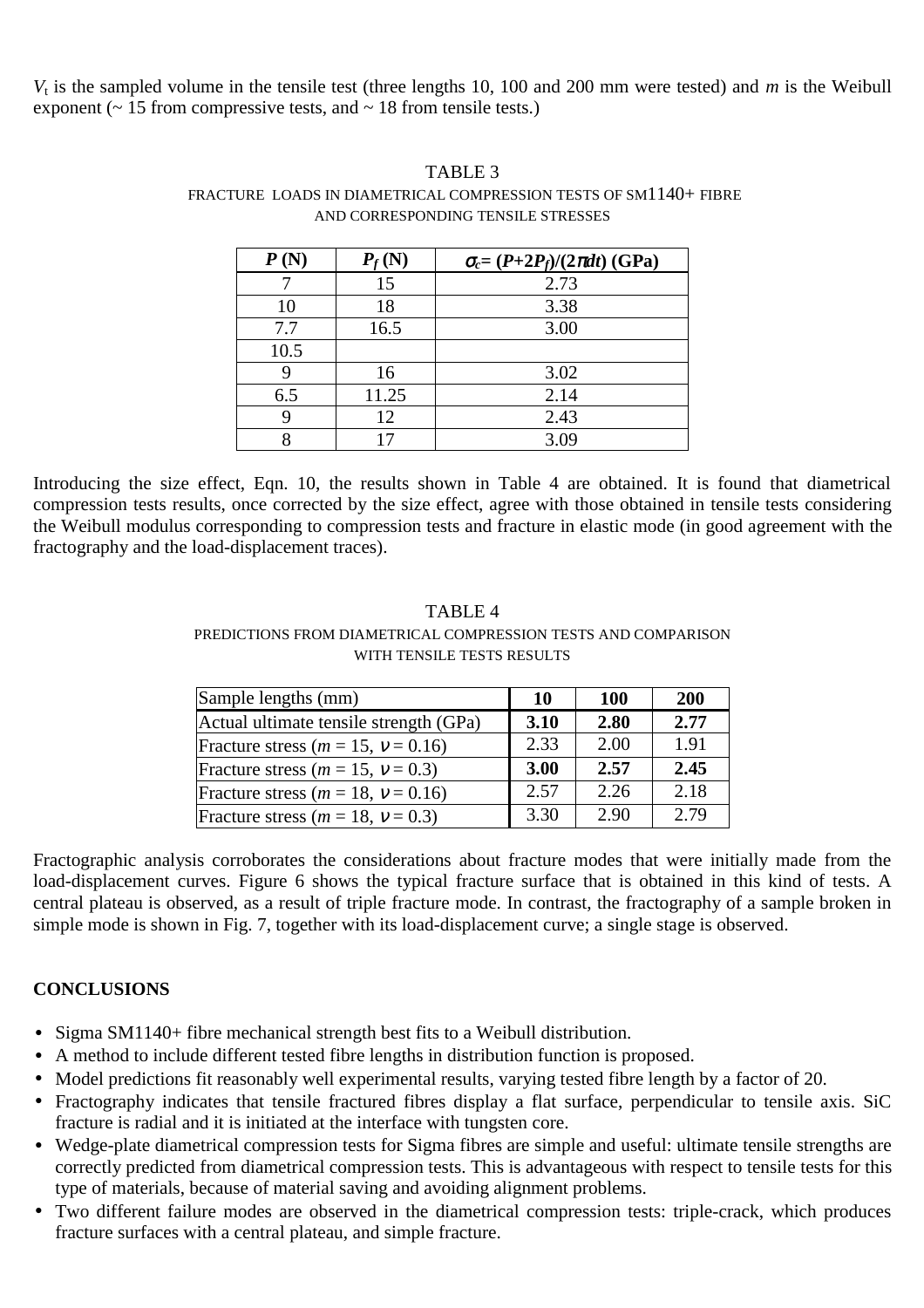$V_t$ is the sampled volume in the tensile test (three lengths 10, 100 and 200 mm were tested) and $m$ is the Weibull exponent (~ 15 from compressive tests, and ~ 18 from tensile tests.)

TABLE 3
FRACTURE LOADS IN DIAMETRICAL COMPRESSION TESTS OF SM1140+ FIBRE AND CORRESPONDING TENSILE STRESSES

| $P$ (N) | $P_f$ (N) | $\sigma_c = (P+2P_f)/(2\pi dt)$ (GPa) |
|---|---|---|
| 7 | 15 | 2.73 |
| 10 | 18 | 3.38 |
| 7.7 | 16.5 | 3.00 |
| 10.5 | | |
| 9 | 16 | 3.02 |
| 6.5 | 11.25 | 2.14 |
| 9 | 12 | 2.43 |
| 8 | 17 | 3.09 |

Introducing the size effect, Eqn. 10, the results shown in Table 4 are obtained. It is found that diametrical compression tests results, once corrected by the size effect, agree with those obtained in tensile tests considering the Weibull modulus corresponding to compression tests and fracture in elastic mode (in good agreement with the fractography and the load-displacement traces).

TABLE 4
PREDICTIONS FROM DIAMETRICAL COMPRESSION TESTS AND COMPARISON WITH TENSILE TESTS RESULTS

| Sample lengths (mm) | **10** | **100** | **200** |
|---|---|---|---|
| Actual ultimate tensile strength (GPa) | **3.10** | **2.80** | **2.77** |
| Fracture stress ($m$ = 15, $\nu$ = 0.16) | 2.33 | 2.00 | 1.91 |
| Fracture stress ($m$ = 15, $\nu$ = 0.3) | **3.00** | **2.57** | **2.45** |
| Fracture stress ($m$ = 18, $\nu$ = 0.16) | 2.57 | 2.26 | 2.18 |
| Fracture stress ($m$ = 18, $\nu$ = 0.3) | 3.30 | 2.90 | 2.79 |

Fractographic analysis corroborates the considerations about fracture modes that were initially made from the load-displacement curves. Figure 6 shows the typical fracture surface that is obtained in this kind of tests. A central plateau is observed, as a result of triple fracture mode. In contrast, the fractography of a sample broken in simple mode is shown in Fig. 7, together with its load-displacement curve; a single stage is observed.

## CONCLUSIONS

- Sigma SM1140+ fibre mechanical strength best fits to a Weibull distribution.
- A method to include different tested fibre lengths in distribution function is proposed.
- Model predictions fit reasonably well experimental results, varying tested fibre length by a factor of 20.
- Fractography indicates that tensile fractured fibres display a flat surface, perpendicular to tensile axis. SiC fracture is radial and it is initiated at the interface with tungsten core.
- Wedge-plate diametrical compression tests for Sigma fibres are simple and useful: ultimate tensile strengths are correctly predicted from diametrical compression tests. This is advantageous with respect to tensile tests for this type of materials, because of material saving and avoiding alignment problems.
- Two different failure modes are observed in the diametrical compression tests: triple-crack, which produces fracture surfaces with a central plateau, and simple fracture.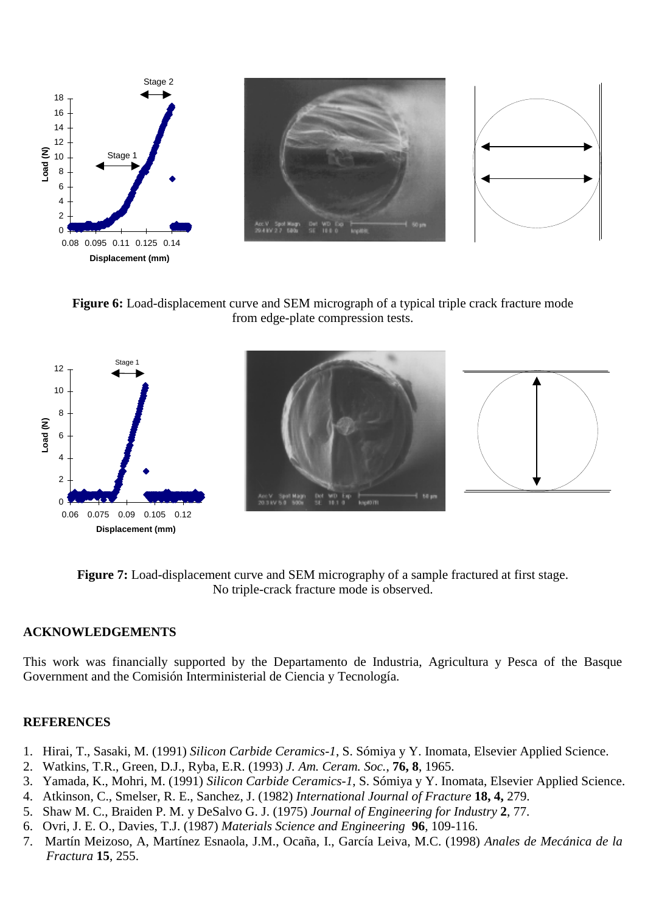Stage 2

Stage 1

18
16
14
12
10
8
6
4
2
0

Load (N)

0.08 0.095 0.11 0.125 0.14

Displacement (mm)

**Figure 6:** Load-displacement curve and SEM micrograph of a typical triple crack fracture mode from edge-plate compression tests.

Stage 1

12
10
8
6
4
2
0

Load (N)

0.06 0.075 0.09 0.105 0.12

Displacement (mm)

**Figure 7:** Load-displacement curve and SEM micrography of a sample fractured at first stage. No triple-crack fracture mode is observed.

## ACKNOWLEDGEMENTS

This work was financially supported by the Departamento de Industria, Agricultura y Pesca of the Basque Government and the Comisión Interministerial de Ciencia y Tecnología.

## REFERENCES

1. Hirai, T., Sasaki, M. (1991) *Silicon Carbide Ceramics-1*, S. Sómiya y Y. Inomata, Elsevier Applied Science.
2. Watkins, T.R., Green, D.J., Ryba, E.R. (1993) *J. Am. Ceram. Soc.*, **76, 8**, 1965.
3. Yamada, K., Mohri, M. (1991) *Silicon Carbide Ceramics-1*, S. Sómiya y Y. Inomata, Elsevier Applied Science.
4. Atkinson, C., Smelser, R. E., Sanchez, J. (1982) *International Journal of Fracture* **18, 4,** 279.
5. Shaw M. C., Braiden P. M. y DeSalvo G. J. (1975) *Journal of Engineering for Industry* **2**, 77.
6. Ovri, J. E. O., Davies, T.J. (1987) *Materials Science and Engineering* **96**, 109-116.
7. Martín Meizoso, A, Martínez Esnaola, J.M., Ocaña, I., García Leiva, M.C. (1998) *Anales de Mecánica de la Fractura* **15**, 255.